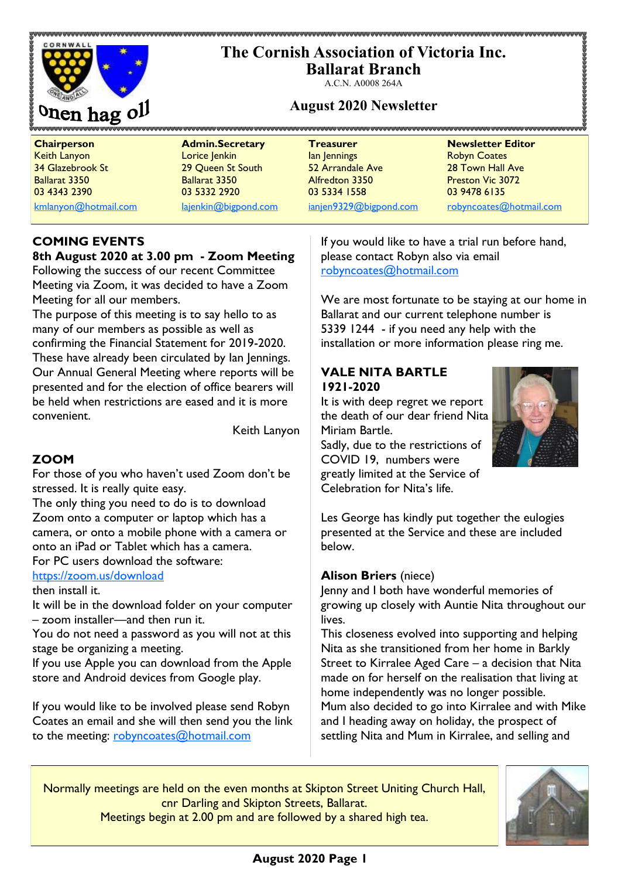# The Cornish Association of Victoria Inc.
## Ballarat Branch

A.C.N. A0008 264A

Onen hag oll

## August 2020 Newsletter

| **Chairperson** | **Admin.Secretary** | **Treasurer** | **Newsletter Editor** |
|---|---|---|---|
| Keith Lanyon | Lorice Jenkin | Ian Jennings | Robyn Coates |
| 34 Glazebrook St | 29 Queen St South | 52 Arrandale Ave | 28 Town Hall Ave |
| Ballarat 3350 | Ballarat 3350 | Alfredton 3350 | Preston Vic 3072 |
| 03 4343 2390 | 03 5332 2920 | 03 5334 1558 | 03 9478 6135 |
| kmlanyon@hotmail.com | lajenkin@bigpond.com | ianjen9329@bigpond.com | robyncoates@hotmail.com |

## COMING EVENTS

**8th August 2020 at 3.00 pm - Zoom Meeting**

Following the success of our recent Committee Meeting via Zoom, it was decided to have a Zoom Meeting for all our members.

The purpose of this meeting is to say hello to as many of our members as possible as well as confirming the Financial Statement for 2019-2020. These have already been circulated by Ian Jennings. Our Annual General Meeting where reports will be presented and for the election of office bearers will be held when restrictions are eased and it is more convenient.

Keith Lanyon

## ZOOM

For those of you who haven't used Zoom don't be stressed. It is really quite easy.

The only thing you need to do is to download Zoom onto a computer or laptop which has a camera, or onto a mobile phone with a camera or onto an iPad or Tablet which has a camera.

For PC users download the software:
https://zoom.us/download
then install it.

It will be in the download folder on your computer – zoom installer—and then run it.

You do not need a password as you will not at this stage be organizing a meeting.

If you use Apple you can download from the Apple store and Android devices from Google play.

If you would like to be involved please send Robyn Coates an email and she will then send you the link to the meeting: robyncoates@hotmail.com

If you would like to have a trial run before hand, please contact Robyn also via email robyncoates@hotmail.com

We are most fortunate to be staying at our home in Ballarat and our current telephone number is 5339 1244 - if you need any help with the installation or more information please ring me.

## VALE NITA BARTLE 1921-2020

It is with deep regret we report the death of our dear friend Nita Miriam Bartle.

Sadly, due to the restrictions of COVID 19, numbers were greatly limited at the Service of Celebration for Nita's life.

Les George has kindly put together the eulogies presented at the Service and these are included below.

**Alison Briers** (niece)

Jenny and I both have wonderful memories of growing up closely with Auntie Nita throughout our lives.

This closeness evolved into supporting and helping Nita as she transitioned from her home in Barkly Street to Kirralee Aged Care – a decision that Nita made on for herself on the realisation that living at home independently was no longer possible.

Mum also decided to go into Kirralee and with Mike and I heading away on holiday, the prospect of settling Nita and Mum in Kirralee, and selling and

---

Normally meetings are held on the even months at Skipton Street Uniting Church Hall, cnr Darling and Skipton Streets, Ballarat.
Meetings begin at 2.00 pm and are followed by a shared high tea.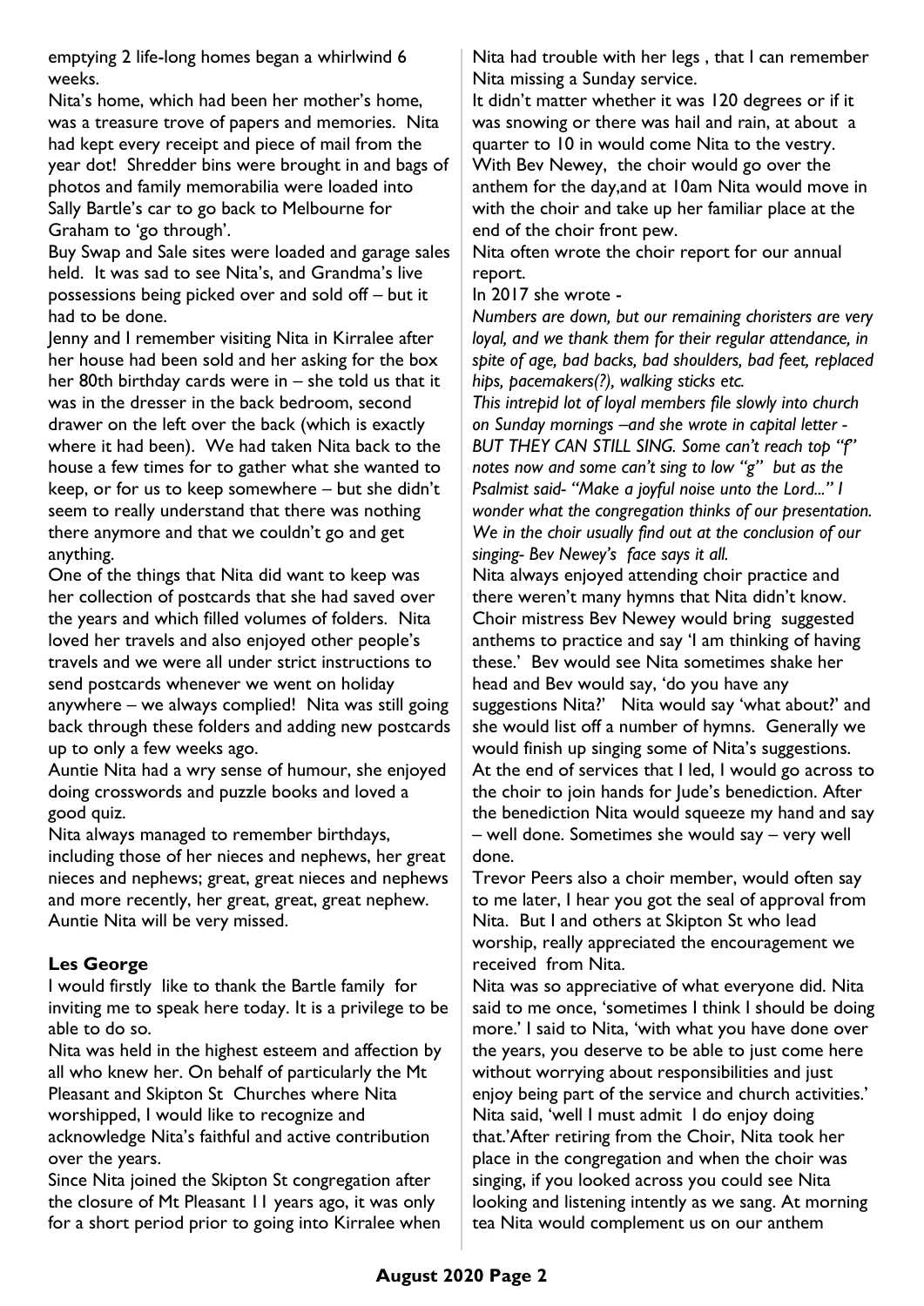emptying 2 life-long homes began a whirlwind 6 weeks.

Nita's home, which had been her mother's home, was a treasure trove of papers and memories. Nita had kept every receipt and piece of mail from the year dot! Shredder bins were brought in and bags of photos and family memorabilia were loaded into Sally Bartle's car to go back to Melbourne for Graham to 'go through'.

Buy Swap and Sale sites were loaded and garage sales held. It was sad to see Nita's, and Grandma's live possessions being picked over and sold off – but it had to be done.

Jenny and I remember visiting Nita in Kirralee after her house had been sold and her asking for the box her 80th birthday cards were in – she told us that it was in the dresser in the back bedroom, second drawer on the left over the back (which is exactly where it had been). We had taken Nita back to the house a few times for to gather what she wanted to keep, or for us to keep somewhere – but she didn't seem to really understand that there was nothing there anymore and that we couldn't go and get anything.

One of the things that Nita did want to keep was her collection of postcards that she had saved over the years and which filled volumes of folders. Nita loved her travels and also enjoyed other people's travels and we were all under strict instructions to send postcards whenever we went on holiday anywhere – we always complied! Nita was still going back through these folders and adding new postcards up to only a few weeks ago.

Auntie Nita had a wry sense of humour, she enjoyed doing crosswords and puzzle books and loved a good quiz.

Nita always managed to remember birthdays, including those of her nieces and nephews, her great nieces and nephews; great, great nieces and nephews and more recently, her great, great, great nephew. Auntie Nita will be very missed.

**Les George**

I would firstly like to thank the Bartle family for inviting me to speak here today. It is a privilege to be able to do so.

Nita was held in the highest esteem and affection by all who knew her. On behalf of particularly the Mt Pleasant and Skipton St Churches where Nita worshipped, I would like to recognize and acknowledge Nita's faithful and active contribution over the years.

Since Nita joined the Skipton St congregation after the closure of Mt Pleasant 11 years ago, it was only for a short period prior to going into Kirralee when Nita had trouble with her legs , that I can remember Nita missing a Sunday service.

It didn't matter whether it was 120 degrees or if it was snowing or there was hail and rain, at about a quarter to 10 in would come Nita to the vestry. With Bev Newey, the choir would go over the anthem for the day,and at 10am Nita would move in with the choir and take up her familiar place at the end of the choir front pew.

Nita often wrote the choir report for our annual report.

In 2017 she wrote -

*Numbers are down, but our remaining choristers are very loyal, and we thank them for their regular attendance, in spite of age, bad backs, bad shoulders, bad feet, replaced hips, pacemakers(?), walking sticks etc.*

*This intrepid lot of loyal members file slowly into church on Sunday mornings –and she wrote in capital letter - BUT THEY CAN STILL SING. Some can't reach top "f" notes now and some can't sing to low "g" but as the Psalmist said- "Make a joyful noise unto the Lord..." I wonder what the congregation thinks of our presentation. We in the choir usually find out at the conclusion of our singing- Bev Newey's face says it all.*

Nita always enjoyed attending choir practice and there weren't many hymns that Nita didn't know. Choir mistress Bev Newey would bring suggested anthems to practice and say 'I am thinking of having these.' Bev would see Nita sometimes shake her head and Bev would say, 'do you have any suggestions Nita?' Nita would say 'what about?' and she would list off a number of hymns. Generally we would finish up singing some of Nita's suggestions.

At the end of services that I led, I would go across to the choir to join hands for Jude's benediction. After the benediction Nita would squeeze my hand and say – well done. Sometimes she would say – very well done.

Trevor Peers also a choir member, would often say to me later, I hear you got the seal of approval from Nita. But I and others at Skipton St who lead worship, really appreciated the encouragement we received from Nita.

Nita was so appreciative of what everyone did. Nita said to me once, 'sometimes I think I should be doing more.' I said to Nita, 'with what you have done over the years, you deserve to be able to just come here without worrying about responsibilities and just enjoy being part of the service and church activities.' Nita said, 'well I must admit I do enjoy doing that.'After retiring from the Choir, Nita took her place in the congregation and when the choir was singing, if you looked across you could see Nita looking and listening intently as we sang. At morning tea Nita would complement us on our anthem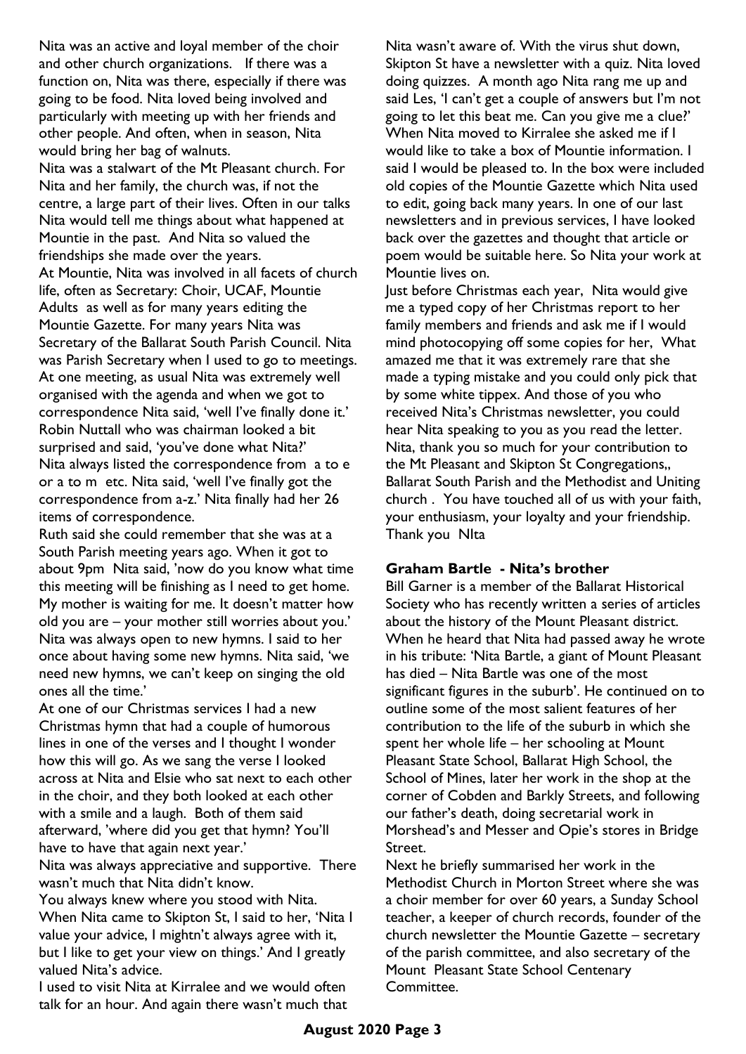Nita was an active and loyal member of the choir and other church organizations. If there was a function on, Nita was there, especially if there was going to be food. Nita loved being involved and particularly with meeting up with her friends and other people. And often, when in season, Nita would bring her bag of walnuts.

Nita was a stalwart of the Mt Pleasant church. For Nita and her family, the church was, if not the centre, a large part of their lives. Often in our talks Nita would tell me things about what happened at Mountie in the past. And Nita so valued the friendships she made over the years.

At Mountie, Nita was involved in all facets of church life, often as Secretary: Choir, UCAF, Mountie Adults as well as for many years editing the Mountie Gazette. For many years Nita was Secretary of the Ballarat South Parish Council. Nita was Parish Secretary when I used to go to meetings. At one meeting, as usual Nita was extremely well organised with the agenda and when we got to correspondence Nita said, 'well I've finally done it.' Robin Nuttall who was chairman looked a bit surprised and said, 'you've done what Nita?' Nita always listed the correspondence from a to e or a to m etc. Nita said, 'well I've finally got the correspondence from a-z.' Nita finally had her 26 items of correspondence.

Ruth said she could remember that she was at a South Parish meeting years ago. When it got to about 9pm Nita said, 'now do you know what time this meeting will be finishing as I need to get home. My mother is waiting for me. It doesn't matter how old you are – your mother still worries about you.'

Nita was always open to new hymns. I said to her once about having some new hymns. Nita said, 'we need new hymns, we can't keep on singing the old ones all the time.'

At one of our Christmas services I had a new Christmas hymn that had a couple of humorous lines in one of the verses and I thought I wonder how this will go. As we sang the verse I looked across at Nita and Elsie who sat next to each other in the choir, and they both looked at each other with a smile and a laugh. Both of them said afterward, 'where did you get that hymn? You'll have to have that again next year.'

Nita was always appreciative and supportive. There wasn't much that Nita didn't know.

You always knew where you stood with Nita. When Nita came to Skipton St, I said to her, 'Nita I value your advice, I mightn't always agree with it, but I like to get your view on things.' And I greatly valued Nita's advice.

I used to visit Nita at Kirralee and we would often talk for an hour. And again there wasn't much that Nita wasn't aware of. With the virus shut down, Skipton St have a newsletter with a quiz. Nita loved doing quizzes. A month ago Nita rang me up and said Les, 'I can't get a couple of answers but I'm not going to let this beat me. Can you give me a clue?'

When Nita moved to Kirralee she asked me if I would like to take a box of Mountie information. I said I would be pleased to. In the box were included old copies of the Mountie Gazette which Nita used to edit, going back many years. In one of our last newsletters and in previous services, I have looked back over the gazettes and thought that article or poem would be suitable here. So Nita your work at Mountie lives on.

Just before Christmas each year, Nita would give me a typed copy of her Christmas report to her family members and friends and ask me if I would mind photocopying off some copies for her, What amazed me that it was extremely rare that she made a typing mistake and you could only pick that by some white tippex. And those of you who received Nita's Christmas newsletter, you could hear Nita speaking to you as you read the letter.

Nita, thank you so much for your contribution to the Mt Pleasant and Skipton St Congregations,, Ballarat South Parish and the Methodist and Uniting church . You have touched all of us with your faith, your enthusiasm, your loyalty and your friendship. Thank you NIta

**Graham Bartle - Nita's brother**

Bill Garner is a member of the Ballarat Historical Society who has recently written a series of articles about the history of the Mount Pleasant district. When he heard that Nita had passed away he wrote in his tribute: 'Nita Bartle, a giant of Mount Pleasant has died – Nita Bartle was one of the most significant figures in the suburb'. He continued on to outline some of the most salient features of her contribution to the life of the suburb in which she spent her whole life – her schooling at Mount Pleasant State School, Ballarat High School, the School of Mines, later her work in the shop at the corner of Cobden and Barkly Streets, and following our father's death, doing secretarial work in Morshead's and Messer and Opie's stores in Bridge Street.

Next he briefly summarised her work in the Methodist Church in Morton Street where she was a choir member for over 60 years, a Sunday School teacher, a keeper of church records, founder of the church newsletter the Mountie Gazette – secretary of the parish committee, and also secretary of the Mount Pleasant State School Centenary Committee.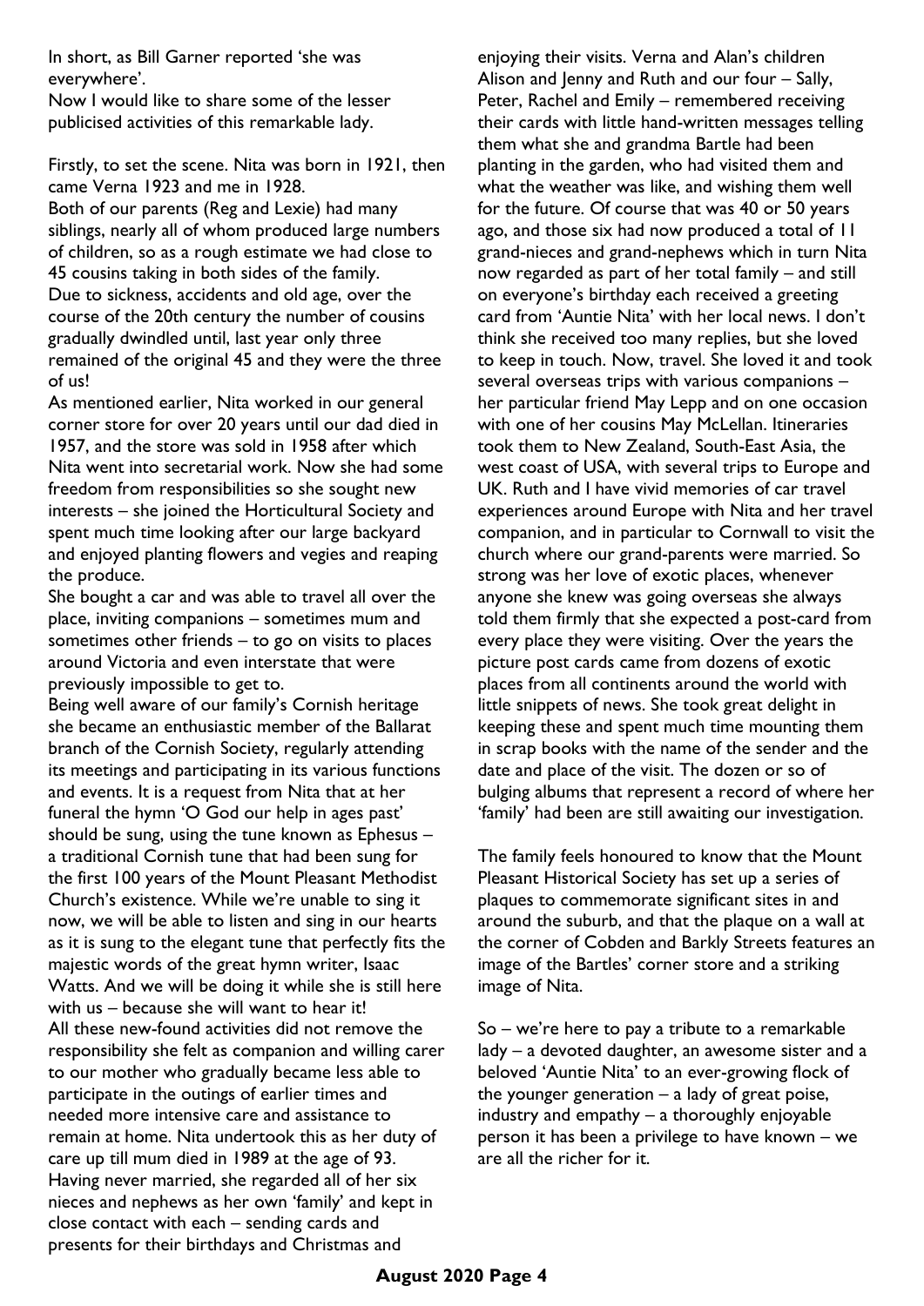In short, as Bill Garner reported 'she was everywhere'.
Now I would like to share some of the lesser publicised activities of this remarkable lady.

Firstly, to set the scene. Nita was born in 1921, then came Verna 1923 and me in 1928.
Both of our parents (Reg and Lexie) had many siblings, nearly all of whom produced large numbers of children, so as a rough estimate we had close to 45 cousins taking in both sides of the family.
Due to sickness, accidents and old age, over the course of the 20th century the number of cousins gradually dwindled until, last year only three remained of the original 45 and they were the three of us!
As mentioned earlier, Nita worked in our general corner store for over 20 years until our dad died in 1957, and the store was sold in 1958 after which Nita went into secretarial work. Now she had some freedom from responsibilities so she sought new interests – she joined the Horticultural Society and spent much time looking after our large backyard and enjoyed planting flowers and vegies and reaping the produce.
She bought a car and was able to travel all over the place, inviting companions – sometimes mum and sometimes other friends – to go on visits to places around Victoria and even interstate that were previously impossible to get to.
Being well aware of our family's Cornish heritage she became an enthusiastic member of the Ballarat branch of the Cornish Society, regularly attending its meetings and participating in its various functions and events. It is a request from Nita that at her funeral the hymn 'O God our help in ages past' should be sung, using the tune known as Ephesus – a traditional Cornish tune that had been sung for the first 100 years of the Mount Pleasant Methodist Church's existence. While we're unable to sing it now, we will be able to listen and sing in our hearts as it is sung to the elegant tune that perfectly fits the majestic words of the great hymn writer, Isaac Watts. And we will be doing it while she is still here with us – because she will want to hear it!
All these new-found activities did not remove the responsibility she felt as companion and willing carer to our mother who gradually became less able to participate in the outings of earlier times and needed more intensive care and assistance to remain at home. Nita undertook this as her duty of care up till mum died in 1989 at the age of 93.
Having never married, she regarded all of her six nieces and nephews as her own 'family' and kept in close contact with each – sending cards and presents for their birthdays and Christmas and enjoying their visits. Verna and Alan's children Alison and Jenny and Ruth and our four – Sally, Peter, Rachel and Emily – remembered receiving their cards with little hand-written messages telling them what she and grandma Bartle had been planting in the garden, who had visited them and what the weather was like, and wishing them well for the future. Of course that was 40 or 50 years ago, and those six had now produced a total of 11 grand-nieces and grand-nephews which in turn Nita now regarded as part of her total family – and still on everyone's birthday each received a greeting card from 'Auntie Nita' with her local news. I don't think she received too many replies, but she loved to keep in touch. Now, travel. She loved it and took several overseas trips with various companions – her particular friend May Lepp and on one occasion with one of her cousins May McLellan. Itineraries took them to New Zealand, South-East Asia, the west coast of USA, with several trips to Europe and UK. Ruth and I have vivid memories of car travel experiences around Europe with Nita and her travel companion, and in particular to Cornwall to visit the church where our grand-parents were married. So strong was her love of exotic places, whenever anyone she knew was going overseas she always told them firmly that she expected a post-card from every place they were visiting. Over the years the picture post cards came from dozens of exotic places from all continents around the world with little snippets of news. She took great delight in keeping these and spent much time mounting them in scrap books with the name of the sender and the date and place of the visit. The dozen or so of bulging albums that represent a record of where her 'family' had been are still awaiting our investigation.

The family feels honoured to know that the Mount Pleasant Historical Society has set up a series of plaques to commemorate significant sites in and around the suburb, and that the plaque on a wall at the corner of Cobden and Barkly Streets features an image of the Bartles' corner store and a striking image of Nita.

So – we're here to pay a tribute to a remarkable lady – a devoted daughter, an awesome sister and a beloved 'Auntie Nita' to an ever-growing flock of the younger generation – a lady of great poise, industry and empathy – a thoroughly enjoyable person it has been a privilege to have known – we are all the richer for it.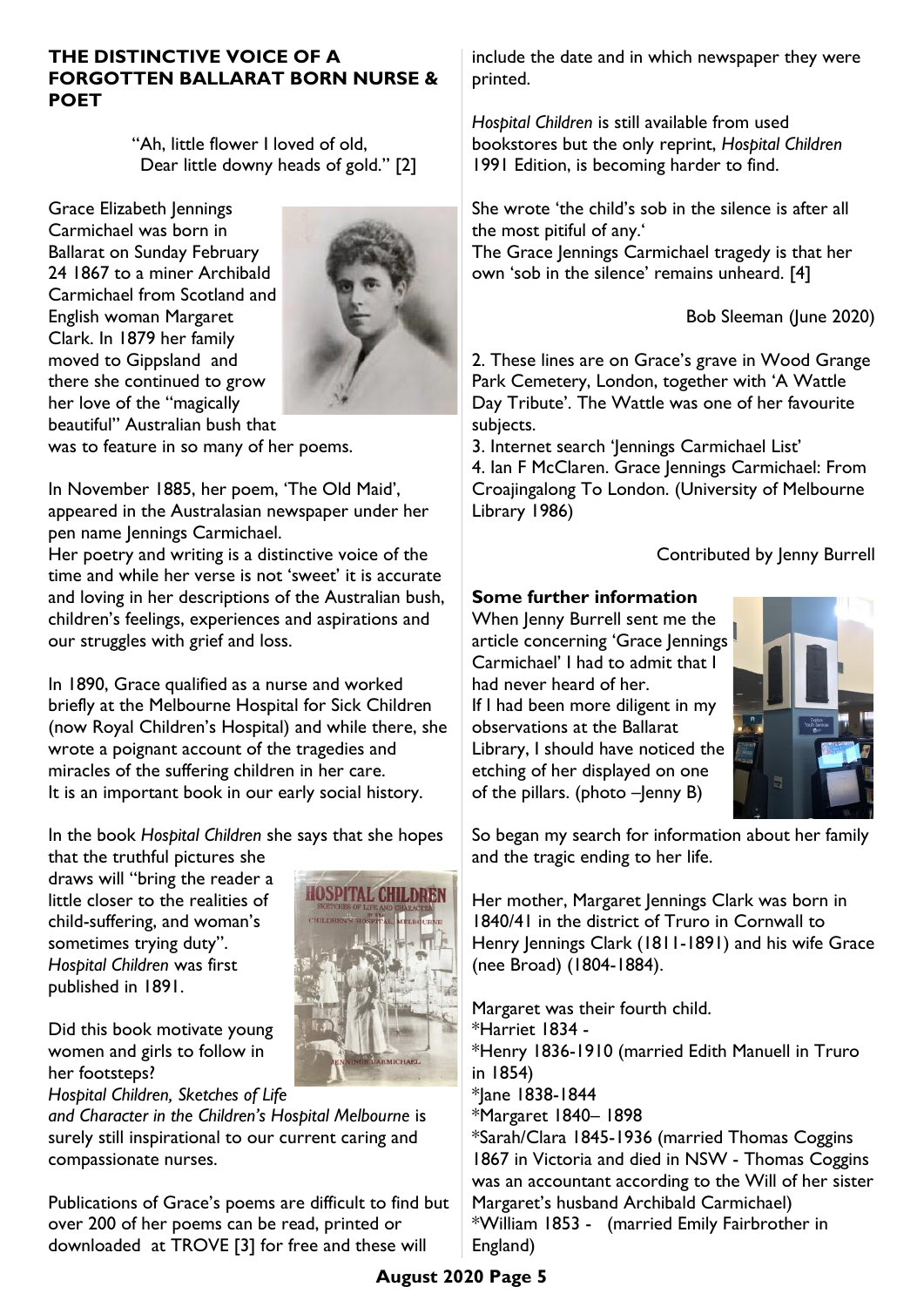## THE DISTINCTIVE VOICE OF A FORGOTTEN BALLARAT BORN NURSE & POET

"Ah, little flower I loved of old,
Dear little downy heads of gold." [2]

Grace Elizabeth Jennings Carmichael was born in Ballarat on Sunday February 24 1867 to a miner Archibald Carmichael from Scotland and English woman Margaret Clark. In 1879 her family moved to Gippsland and there she continued to grow her love of the "magically beautiful" Australian bush that was to feature in so many of her poems.

In November 1885, her poem, 'The Old Maid', appeared in the Australasian newspaper under her pen name Jennings Carmichael.

Her poetry and writing is a distinctive voice of the time and while her verse is not 'sweet' it is accurate and loving in her descriptions of the Australian bush, children's feelings, experiences and aspirations and our struggles with grief and loss.

In 1890, Grace qualified as a nurse and worked briefly at the Melbourne Hospital for Sick Children (now Royal Children's Hospital) and while there, she wrote a poignant account of the tragedies and miracles of the suffering children in her care. It is an important book in our early social history.

In the book *Hospital Children* she says that she hopes that the truthful pictures she draws will "bring the reader a little closer to the realities of child-suffering, and woman's sometimes trying duty". *Hospital Children* was first published in 1891.

Did this book motivate young women and girls to follow in her footsteps?

*Hospital Children, Sketches of Life and Character in the Children's Hospital Melbourne* is surely still inspirational to our current caring and compassionate nurses.

Publications of Grace's poems are difficult to find but over 200 of her poems can be read, printed or downloaded at TROVE [3] for free and these will include the date and in which newspaper they were printed.

*Hospital Children* is still available from used bookstores but the only reprint, *Hospital Children* 1991 Edition, is becoming harder to find.

She wrote 'the child's sob in the silence is after all the most pitiful of any.'
The Grace Jennings Carmichael tragedy is that her own 'sob in the silence' remains unheard. [4]

Bob Sleeman (June 2020)

2. These lines are on Grace's grave in Wood Grange Park Cemetery, London, together with 'A Wattle Day Tribute'. The Wattle was one of her favourite subjects.
3. Internet search 'Jennings Carmichael List'
4. Ian F McClaren. Grace Jennings Carmichael: From Croajingalong To London. (University of Melbourne Library 1986)

Contributed by Jenny Burrell

### Some further information

When Jenny Burrell sent me the article concerning 'Grace Jennings Carmichael' I had to admit that I had never heard of her.
If I had been more diligent in my observations at the Ballarat Library, I should have noticed the etching of her displayed on one of the pillars. (photo –Jenny B)

So began my search for information about her family and the tragic ending to her life.

Her mother, Margaret Jennings Clark was born in 1840/41 in the district of Truro in Cornwall to Henry Jennings Clark (1811-1891) and his wife Grace (nee Broad) (1804-1884).

Margaret was their fourth child.
*Harriet 1834 -
*Henry 1836-1910 (married Edith Manuell in Truro in 1854)
*Jane 1838-1844
*Margaret 1840– 1898
*Sarah/Clara 1845-1936 (married Thomas Coggins 1867 in Victoria and died in NSW - Thomas Coggins was an accountant according to the Will of her sister Margaret's husband Archibald Carmichael)
*William 1853 - (married Emily Fairbrother in England)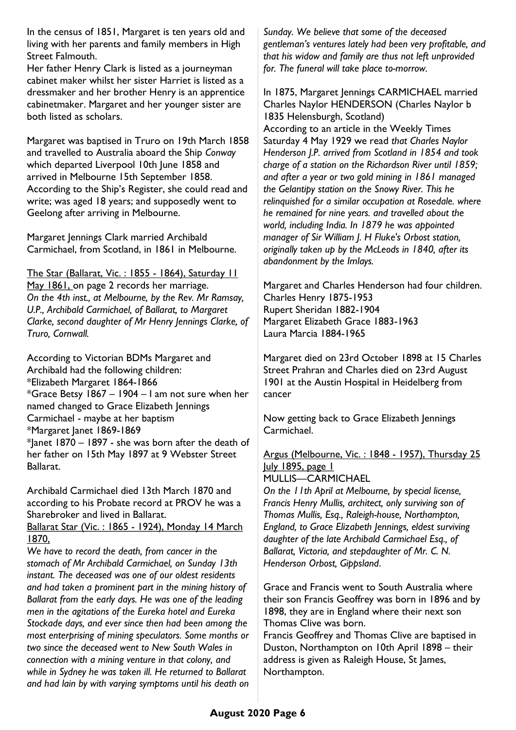In the census of 1851, Margaret is ten years old and living with her parents and family members in High Street Falmouth.

Her father Henry Clark is listed as a journeyman cabinet maker whilst her sister Harriet is listed as a dressmaker and her brother Henry is an apprentice cabinetmaker. Margaret and her younger sister are both listed as scholars.

Margaret was baptised in Truro on 19th March 1858 and travelled to Australia aboard the Ship *Conway* which departed Liverpool 10th June 1858 and arrived in Melbourne 15th September 1858. According to the Ship's Register, she could read and write; was aged 18 years; and supposedly went to Geelong after arriving in Melbourne.

Margaret Jennings Clark married Archibald Carmichael, from Scotland, in 1861 in Melbourne.

The Star (Ballarat, Vic. : 1855 - 1864), Saturday 11 May 1861, on page 2 records her marriage.
*On the 4th inst., at Melbourne, by the Rev. Mr Ramsay, U.P., Archibald Carmichael, of Ballarat, to Margaret Clarke, second daughter of Mr Henry Jennings Clarke, of Truro, Cornwall.*

According to Victorian BDMs Margaret and Archibald had the following children:
*Elizabeth Margaret 1864-1866
*Grace Betsy 1867 – 1904 – I am not sure when her named changed to Grace Elizabeth Jennings Carmichael - maybe at her baptism
*Margaret Janet 1869-1869
*Janet 1870 – 1897 - she was born after the death of her father on 15th May 1897 at 9 Webster Street Ballarat.

Archibald Carmichael died 13th March 1870 and according to his Probate record at PROV he was a Sharebroker and lived in Ballarat.
Ballarat Star (Vic. : 1865 - 1924), Monday 14 March 1870,
*We have to record the death, from cancer in the stomach of Mr Archibald Carmichael, on Sunday 13th instant. The deceased was one of our oldest residents and had taken a prominent part in the mining history of Ballarat from the early days. He was one of the leading men in the agitations of the Eureka hotel and Eureka Stockade days, and ever since then had been among the most enterprising of mining speculators. Some months or two since the deceased went to New South Wales in connection with a mining venture in that colony, and while in Sydney he was taken ill. He returned to Ballarat and had lain by with varying symptoms until his death on Sunday. We believe that some of the deceased gentleman's ventures lately had been very profitable, and that his widow and family are thus not left unprovided for. The funeral will take place to-morrow.*

In 1875, Margaret Jennings CARMICHAEL married Charles Naylor HENDERSON (Charles Naylor b 1835 Helensburgh, Scotland)
According to an article in the Weekly Times Saturday 4 May 1929 we read *that Charles Naylor Henderson J.P. arrived from Scotland in 1854 and took charge of a station on the Richardson River until 1859; and after a year or two gold mining in 1861 managed the Gelantipy station on the Snowy River. This he relinquished for a similar occupation at Rosedale. where he remained for nine years. and travelled about the world, including India. In 1879 he was appointed manager of Sir William J. H Fluke's Orbost station, originally taken up by the McLeods in 1840, after its abandonment by the Imlays.*

Margaret and Charles Henderson had four children.
Charles Henry 1875-1953
Rupert Sheridan 1882-1904
Margaret Elizabeth Grace 1883-1963
Laura Marcia 1884-1965

Margaret died on 23rd October 1898 at 15 Charles Street Prahran and Charles died on 23rd August 1901 at the Austin Hospital in Heidelberg from cancer

Now getting back to Grace Elizabeth Jennings Carmichael.

Argus (Melbourne, Vic. : 1848 - 1957), Thursday 25 July 1895, page 1
MULLIS—CARMICHAEL
*On the 11th April at Melbourne, by special license, Francis Henry Mullis, architect, only surviving son of Thomas Mullis, Esq., Raleigh-house, Northampton, England, to Grace Elizabeth Jennings, eldest surviving daughter of the late Archibald Carmichael Esq., of Ballarat, Victoria, and stepdaughter of Mr. C. N. Henderson Orbost, Gippsland.*

Grace and Francis went to South Australia where their son Francis Geoffrey was born in 1896 and by 1898, they are in England where their next son Thomas Clive was born.
Francis Geoffrey and Thomas Clive are baptised in Duston, Northampton on 10th April 1898 – their address is given as Raleigh House, St James, Northampton.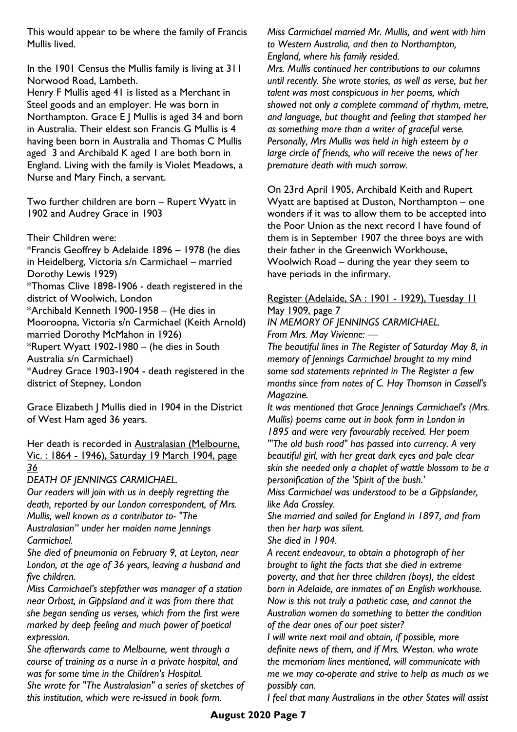This would appear to be where the family of Francis Mullis lived.

In the 1901 Census the Mullis family is living at 311 Norwood Road, Lambeth.

Henry F Mullis aged 41 is listed as a Merchant in Steel goods and an employer. He was born in Northampton. Grace E J Mullis is aged 34 and born in Australia. Their eldest son Francis G Mullis is 4 having been born in Australia and Thomas C Mullis aged 3 and Archibald K aged 1 are both born in England. Living with the family is Violet Meadows, a Nurse and Mary Finch, a servant.

Two further children are born – Rupert Wyatt in 1902 and Audrey Grace in 1903

Their Children were:

*Francis Geoffrey b Adelaide 1896 – 1978 (he dies in Heidelberg, Victoria s/n Carmichael – married Dorothy Lewis 1929)

*Thomas Clive 1898-1906 - death registered in the district of Woolwich, London

*Archibald Kenneth 1900-1958 – (He dies in Mooroopna, Victoria s/n Carmichael (Keith Arnold) married Dorothy McMahon in 1926)

*Rupert Wyatt 1902-1980 – (he dies in South Australia s/n Carmichael)

*Audrey Grace 1903-1904 - death registered in the district of Stepney, London

Grace Elizabeth J Mullis died in 1904 in the District of West Ham aged 36 years.

Her death is recorded in Australasian (Melbourne, Vic. : 1864 - 1946), Saturday 19 March 1904, page 36

*DEATH OF JENNINGS CARMICHAEL.*

*Our readers will join with us in deeply regretting the death, reported by our London correspondent, of Mrs. Mullis, well known as a contributor to- "The Australasian" under her maiden name Jennings Carmichael.*

*She died of pneumonia on February 9, at Leyton, near London, at the age of 36 years, leaving a husband and five children.*

*Miss Carmichael's stepfather was manager of a station near Orbost, in Gippsland and it was from there that she began sending us verses, which from the first were marked by deep feeling and much power of poetical expression.*

*She afterwards came to Melbourne, went through a course of training as a nurse in a private hospital, and was for some time in the Children's Hospital.*

*She wrote for "The Australasian" a series of sketches of this institution, which were re-issued in book form.*

*Miss Carmichael married Mr. Mullis, and went with him to Western Australia, and then to Northampton, England, where his family resided.*

*Mrs. Mullis continued her contributions to our columns until recently. She wrote stories, as well as verse, but her talent was most conspicuous in her poems, which showed not only a complete command of rhythm, metre, and language, but thought and feeling that stamped her as something more than a writer of graceful verse. Personally, Mrs Mullis was held in high esteem by a large circle of friends, who will receive the news of her premature death with much sorrow.*

On 23rd April 1905, Archibald Keith and Rupert Wyatt are baptised at Duston, Northampton – one wonders if it was to allow them to be accepted into the Poor Union as the next record I have found of them is in September 1907 the three boys are with their father in the Greenwich Workhouse, Woolwich Road – during the year they seem to have periods in the infirmary.

Register (Adelaide, SA : 1901 - 1929), Tuesday 11 May 1909, page 7

*IN MEMORY OF JENNINGS CARMICHAEL.*

*From Mrs. May Vivienne: —*

*The beautiful lines in The Register of Saturday May 8, in memory of Jennings Carmichael brought to my mind some sad statements reprinted in The Register a few months since from notes of C. Hay Thomson in Cassell's Magazine.*

*It was mentioned that Grace Jennings Carmichael's (Mrs. Mullis) poems came out in book form in London in 1895 and were very favourably received. Her poem "'The old bush road" has passed into currency. A very beautiful girl, with her great dark eyes and pale clear skin she needed only a chaplet of wattle blossom to be a personification of the 'Spirit of the bush.'*

*Miss Carmichael was understood to be a Gippslander, like Ada Crossley.*

*She married and sailed for England in 1897, and from then her harp was silent.*

*She died in 1904.*

*A recent endeavour, to obtain a photograph of her brought to light the facts that she died in extreme poverty, and that her three children (boys), the eldest born in Adelaide, are inmates of an English workhouse. Now is this not truly a pathetic case, and cannot the Australian women do something to better the condition of the dear ones of our poet sister?*

*I will write next mail and obtain, if possible, more definite news of them, and if Mrs. Weston. who wrote the memoriam lines mentioned, will communicate with me we may co-operate and strive to help as much as we possibly can.*

*I feel that many Australians in the other States will assist*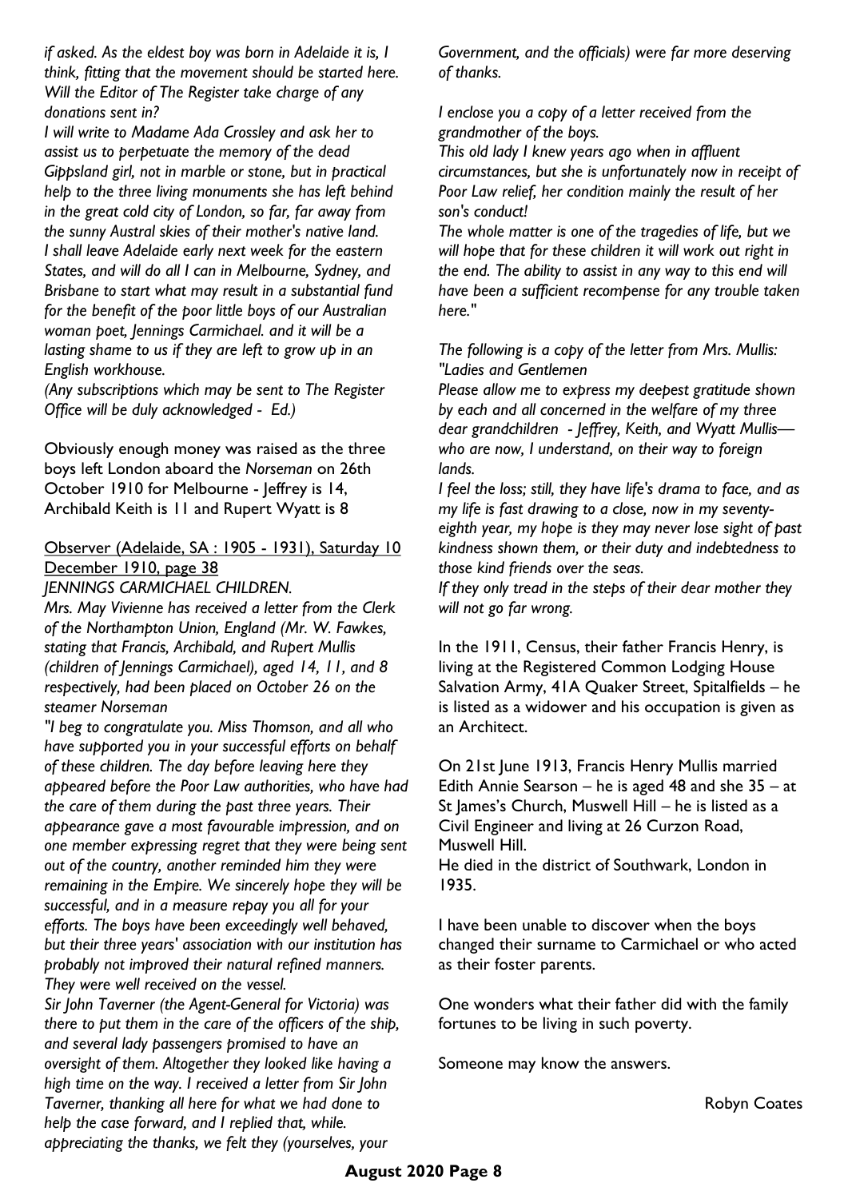*if asked. As the eldest boy was born in Adelaide it is, I think, fitting that the movement should be started here. Will the Editor of The Register take charge of any donations sent in?*

*I will write to Madame Ada Crossley and ask her to assist us to perpetuate the memory of the dead Gippsland girl, not in marble or stone, but in practical help to the three living monuments she has left behind in the great cold city of London, so far, far away from the sunny Austral skies of their mother's native land. I shall leave Adelaide early next week for the eastern States, and will do all I can in Melbourne, Sydney, and Brisbane to start what may result in a substantial fund for the benefit of the poor little boys of our Australian woman poet, Jennings Carmichael. and it will be a lasting shame to us if they are left to grow up in an English workhouse.*

*(Any subscriptions which may be sent to The Register Office will be duly acknowledged - Ed.)*

Obviously enough money was raised as the three boys left London aboard the *Norseman* on 26th October 1910 for Melbourne - Jeffrey is 14, Archibald Keith is 11 and Rupert Wyatt is 8

Observer (Adelaide, SA : 1905 - 1931), Saturday 10 December 1910, page 38

*JENNINGS CARMICHAEL CHILDREN.*

*Mrs. May Vivienne has received a letter from the Clerk of the Northampton Union, England (Mr. W. Fawkes, stating that Francis, Archibald, and Rupert Mullis (children of Jennings Carmichael), aged 14, 11, and 8 respectively, had been placed on October 26 on the steamer Norseman*

*"I beg to congratulate you. Miss Thomson, and all who have supported you in your successful efforts on behalf of these children. The day before leaving here they appeared before the Poor Law authorities, who have had the care of them during the past three years. Their appearance gave a most favourable impression, and on one member expressing regret that they were being sent out of the country, another reminded him they were remaining in the Empire. We sincerely hope they will be successful, and in a measure repay you all for your efforts. The boys have been exceedingly well behaved, but their three years' association with our institution has probably not improved their natural refined manners. They were well received on the vessel.*

*Sir John Taverner (the Agent-General for Victoria) was there to put them in the care of the officers of the ship, and several lady passengers promised to have an oversight of them. Altogether they looked like having a high time on the way. I received a letter from Sir John Taverner, thanking all here for what we had done to help the case forward, and I replied that, while. appreciating the thanks, we felt they (yourselves, your Government, and the officials) were far more deserving of thanks.*

*I enclose you a copy of a letter received from the grandmother of the boys.*

*This old lady I knew years ago when in affluent circumstances, but she is unfortunately now in receipt of Poor Law relief, her condition mainly the result of her son's conduct!*

*The whole matter is one of the tragedies of life, but we will hope that for these children it will work out right in the end. The ability to assist in any way to this end will have been a sufficient recompense for any trouble taken here."*

*The following is a copy of the letter from Mrs. Mullis: "Ladies and Gentlemen*

*Please allow me to express my deepest gratitude shown by each and all concerned in the welfare of my three dear grandchildren - Jeffrey, Keith, and Wyatt Mullis— who are now, I understand, on their way to foreign lands.*

*I feel the loss; still, they have life's drama to face, and as my life is fast drawing to a close, now in my seventy-eighth year, my hope is they may never lose sight of past kindness shown them, or their duty and indebtedness to those kind friends over the seas.*

*If they only tread in the steps of their dear mother they will not go far wrong.*

In the 1911, Census, their father Francis Henry, is living at the Registered Common Lodging House Salvation Army, 41A Quaker Street, Spitalfields – he is listed as a widower and his occupation is given as an Architect.

On 21st June 1913, Francis Henry Mullis married Edith Annie Searson – he is aged 48 and she 35 – at St James's Church, Muswell Hill – he is listed as a Civil Engineer and living at 26 Curzon Road, Muswell Hill.

He died in the district of Southwark, London in 1935.

I have been unable to discover when the boys changed their surname to Carmichael or who acted as their foster parents.

One wonders what their father did with the family fortunes to be living in such poverty.

Someone may know the answers.

Robyn Coates